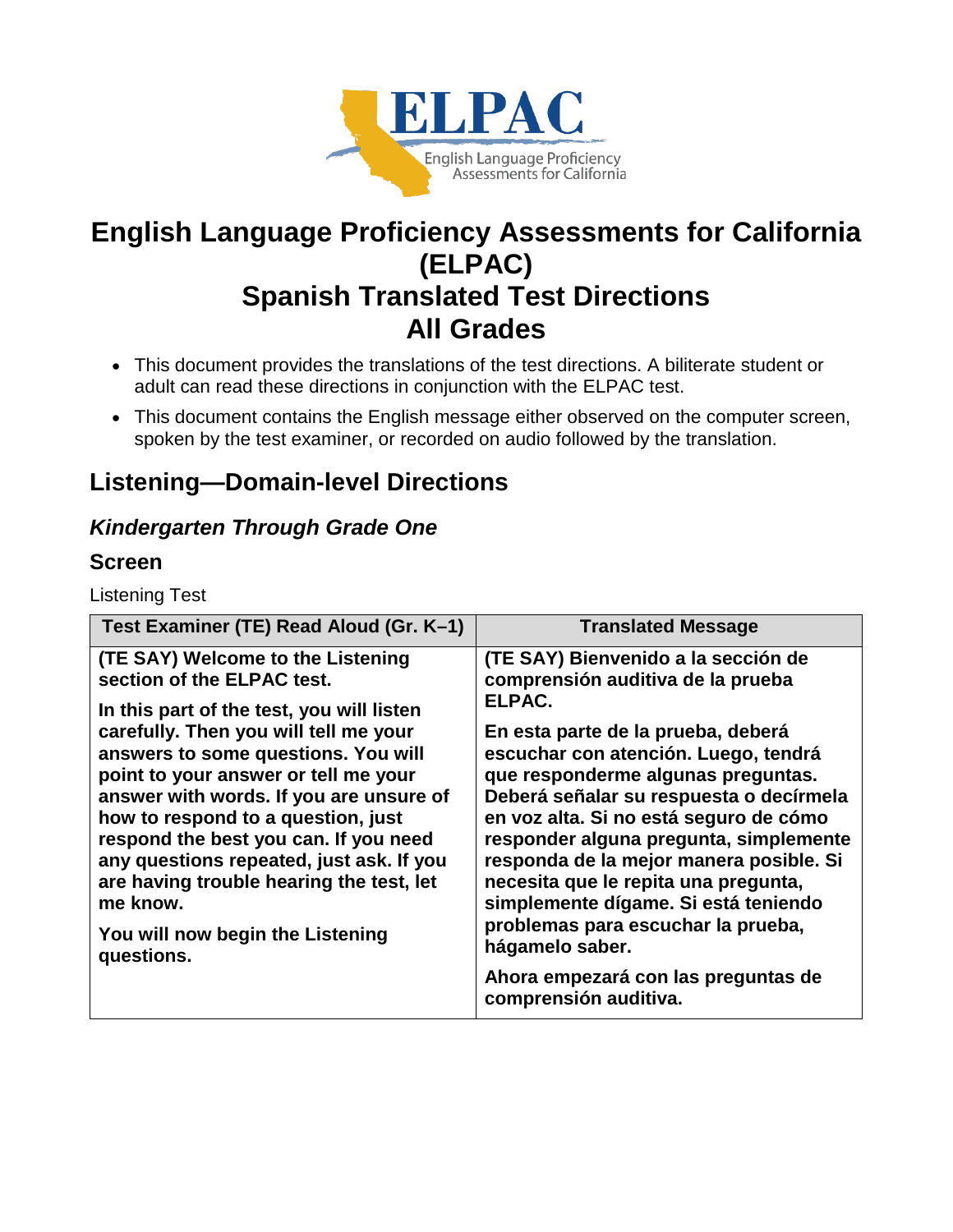# English Language Proficiency Assessments for California (ELPAC)
# Spanish Translated Test Directions
# All Grades

- This document provides the translations of the test directions. A biliterate student or adult can read these directions in conjunction with the ELPAC test.
- This document contains the English message either observed on the computer screen, spoken by the test examiner, or recorded on audio followed by the translation.

## Listening—Domain-level Directions

### *Kindergarten Through Grade One*

### Screen

Listening Test

| Test Examiner (TE) Read Aloud (Gr. K–1) | Translated Message |
|---|---|
| **(TE SAY) Welcome to the Listening section of the ELPAC test.**<br><br>**In this part of the test, you will listen carefully. Then you will tell me your answers to some questions. You will point to your answer or tell me your answer with words. If you are unsure of how to respond to a question, just respond the best you can. If you need any questions repeated, just ask. If you are having trouble hearing the test, let me know.**<br><br>**You will now begin the Listening questions.** | **(TE SAY) Bienvenido a la sección de comprensión auditiva de la prueba ELPAC.**<br><br>**En esta parte de la prueba, deberá escuchar con atención. Luego, tendrá que responderme algunas preguntas. Deberá señalar su respuesta o decírmela en voz alta. Si no está seguro de cómo responder alguna pregunta, simplemente responda de la mejor manera posible. Si necesita que le repita una pregunta, simplemente dígame. Si está teniendo problemas para escuchar la prueba, hágamelo saber.**<br><br>**Ahora empezará con las preguntas de comprensión auditiva.** |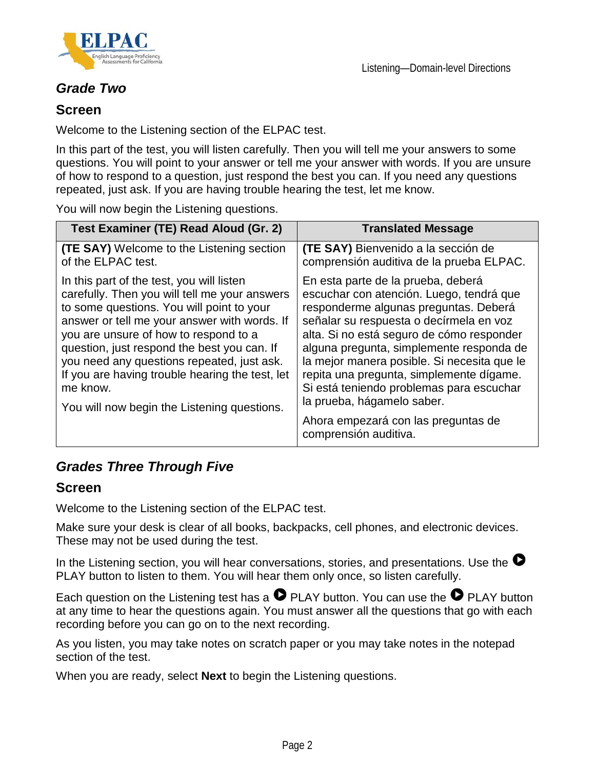### *Grade Two*

#### Screen

Welcome to the Listening section of the ELPAC test.

In this part of the test, you will listen carefully. Then you will tell me your answers to some questions. You will point to your answer or tell me your answer with words. If you are unsure of how to respond to a question, just respond the best you can. If you need any questions repeated, just ask. If you are having trouble hearing the test, let me know.

You will now begin the Listening questions.

| Test Examiner (TE) Read Aloud (Gr. 2) | Translated Message |
|---|---|
| **(TE SAY)** Welcome to the Listening section of the ELPAC test. | **(TE SAY)** Bienvenido a la sección de comprensión auditiva de la prueba ELPAC. |
| In this part of the test, you will listen carefully. Then you will tell me your answers to some questions. You will point to your answer or tell me your answer with words. If you are unsure of how to respond to a question, just respond the best you can. If you need any questions repeated, just ask. If you are having trouble hearing the test, let me know.<br><br>You will now begin the Listening questions. | En esta parte de la prueba, deberá escuchar con atención. Luego, tendrá que responderme algunas preguntas. Deberá señalar su respuesta o decírmela en voz alta. Si no está seguro de cómo responder alguna pregunta, simplemente responda de la mejor manera posible. Si necesita que le repita una pregunta, simplemente dígame. Si está teniendo problemas para escuchar la prueba, hágamelo saber.<br><br>Ahora empezará con las preguntas de comprensión auditiva. |

### *Grades Three Through Five*

#### Screen

Welcome to the Listening section of the ELPAC test.

Make sure your desk is clear of all books, backpacks, cell phones, and electronic devices. These may not be used during the test.

In the Listening section, you will hear conversations, stories, and presentations. Use the ▶ PLAY button to listen to them. You will hear them only once, so listen carefully.

Each question on the Listening test has a ▶ PLAY button. You can use the ▶ PLAY button at any time to hear the questions again. You must answer all the questions that go with each recording before you can go on to the next recording.

As you listen, you may take notes on scratch paper or you may take notes in the notepad section of the test.

When you are ready, select **Next** to begin the Listening questions.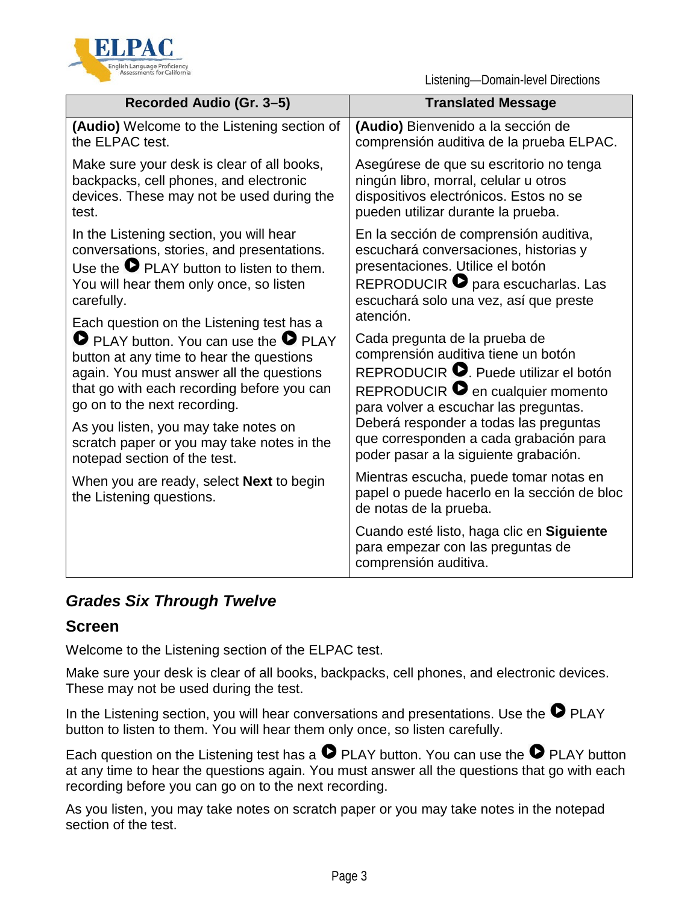| Recorded Audio (Gr. 3–5) | Translated Message |
|---|---|
| **(Audio)** Welcome to the Listening section of the ELPAC test. | **(Audio)** Bienvenido a la sección de comprensión auditiva de la prueba ELPAC. |
| Make sure your desk is clear of all books, backpacks, cell phones, and electronic devices. These may not be used during the test. | Asegúrese de que su escritorio no tenga ningún libro, morral, celular u otros dispositivos electrónicos. Estos no se pueden utilizar durante la prueba. |
| In the Listening section, you will hear conversations, stories, and presentations. Use the ▶ PLAY button to listen to them. You will hear them only once, so listen carefully. | En la sección de comprensión auditiva, escuchará conversaciones, historias y presentaciones. Utilice el botón REPRODUCIR ▶ para escucharlas. Las escuchará solo una vez, así que preste atención. |
| Each question on the Listening test has a ▶ PLAY button. You can use the ▶ PLAY button at any time to hear the questions again. You must answer all the questions that go with each recording before you can go on to the next recording. | Cada pregunta de la prueba de comprensión auditiva tiene un botón REPRODUCIR ▶. Puede utilizar el botón REPRODUCIR ▶ en cualquier momento para volver a escuchar las preguntas. Deberá responder a todas las preguntas que corresponden a cada grabación para poder pasar a la siguiente grabación. |
| As you listen, you may take notes on scratch paper or you may take notes in the notepad section of the test. | Mientras escucha, puede tomar notas en papel o puede hacerlo en la sección de bloc de notas de la prueba. |
| When you are ready, select **Next** to begin the Listening questions. | Cuando esté listo, haga clic en **Siguiente** para empezar con las preguntas de comprensión auditiva. |

## *Grades Six Through Twelve*

### Screen

Welcome to the Listening section of the ELPAC test.

Make sure your desk is clear of all books, backpacks, cell phones, and electronic devices. These may not be used during the test.

In the Listening section, you will hear conversations and presentations. Use the ▶ PLAY button to listen to them. You will hear them only once, so listen carefully.

Each question on the Listening test has a ▶ PLAY button. You can use the ▶ PLAY button at any time to hear the questions again. You must answer all the questions that go with each recording before you can go on to the next recording.

As you listen, you may take notes on scratch paper or you may take notes in the notepad section of the test.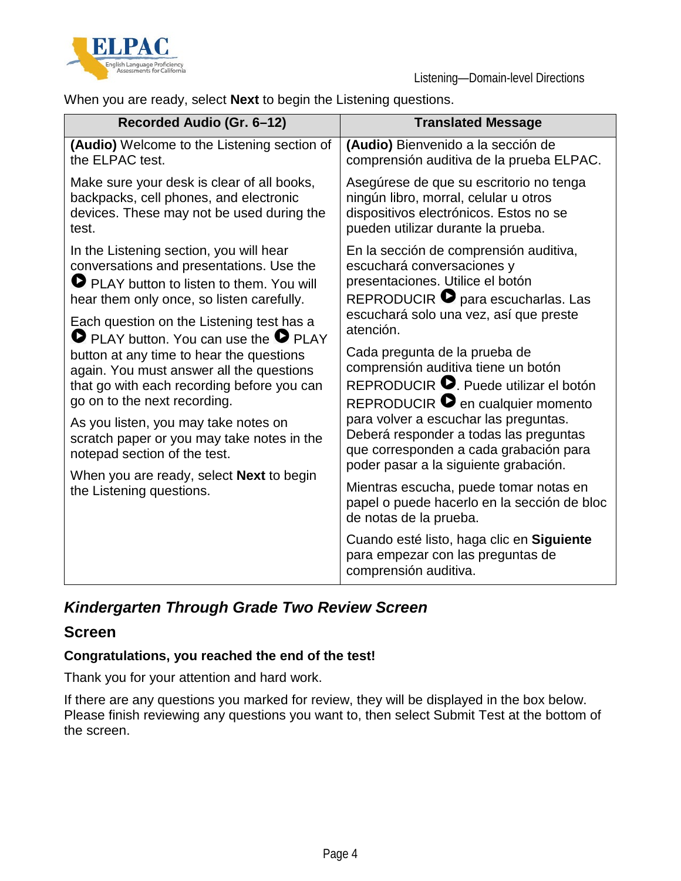When you are ready, select **Next** to begin the Listening questions.

| Recorded Audio (Gr. 6–12) | Translated Message |
| --- | --- |
| **(Audio)** Welcome to the Listening section of the ELPAC test. | **(Audio)** Bienvenido a la sección de comprensión auditiva de la prueba ELPAC. |
| Make sure your desk is clear of all books, backpacks, cell phones, and electronic devices. These may not be used during the test. | Asegúrese de que su escritorio no tenga ningún libro, morral, celular u otros dispositivos electrónicos. Estos no se pueden utilizar durante la prueba. |
| In the Listening section, you will hear conversations and presentations. Use the PLAY button to listen to them. You will hear them only once, so listen carefully. | En la sección de comprensión auditiva, escuchará conversaciones y presentaciones. Utilice el botón REPRODUCIR para escucharlas. Las escuchará solo una vez, así que preste atención. |
| Each question on the Listening test has a PLAY button. You can use the PLAY button at any time to hear the questions again. You must answer all the questions that go with each recording before you can go on to the next recording. | Cada pregunta de la prueba de comprensión auditiva tiene un botón REPRODUCIR. Puede utilizar el botón REPRODUCIR en cualquier momento para volver a escuchar las preguntas. Deberá responder a todas las preguntas que corresponden a cada grabación para poder pasar a la siguiente grabación. |
| As you listen, you may take notes on scratch paper or you may take notes in the notepad section of the test. | Mientras escucha, puede tomar notas en papel o puede hacerlo en la sección de bloc de notas de la prueba. |
| When you are ready, select **Next** to begin the Listening questions. | Cuando esté listo, haga clic en **Siguiente** para empezar con las preguntas de comprensión auditiva. |

## *Kindergarten Through Grade Two Review Screen*

### Screen

**Congratulations, you reached the end of the test!**

Thank you for your attention and hard work.

If there are any questions you marked for review, they will be displayed in the box below. Please finish reviewing any questions you want to, then select Submit Test at the bottom of the screen.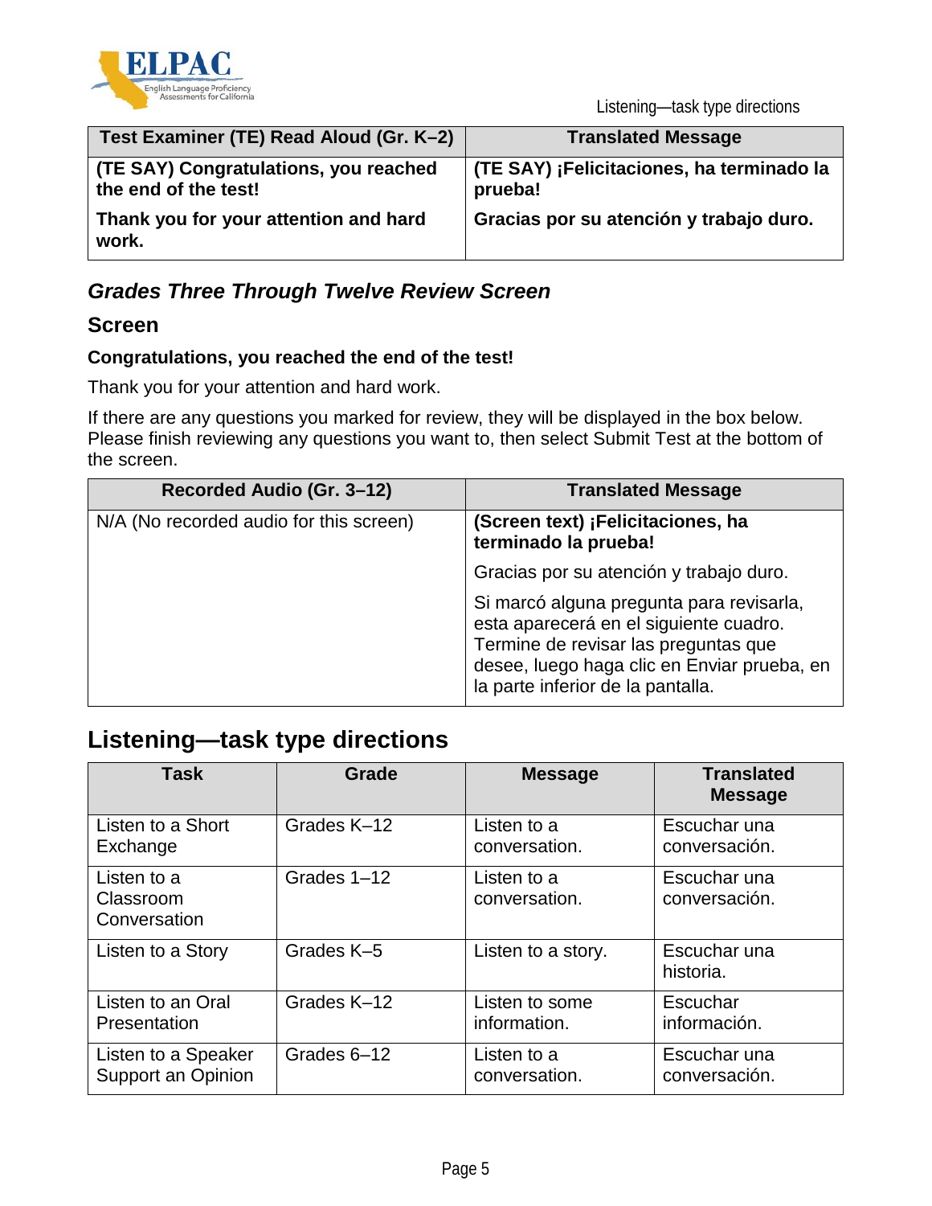| Test Examiner (TE) Read Aloud (Gr. K–2) | Translated Message |
|---|---|
| **(TE SAY) Congratulations, you reached the end of the test!**<br>**Thank you for your attention and hard work.** | **(TE SAY) ¡Felicitaciones, ha terminado la prueba!**<br>**Gracias por su atención y trabajo duro.** |

### *Grades Three Through Twelve Review Screen*

### Screen

**Congratulations, you reached the end of the test!**

Thank you for your attention and hard work.

If there are any questions you marked for review, they will be displayed in the box below. Please finish reviewing any questions you want to, then select Submit Test at the bottom of the screen.

| Recorded Audio (Gr. 3–12) | Translated Message |
|---|---|
| N/A (No recorded audio for this screen) | **(Screen text) ¡Felicitaciones, ha terminado la prueba!**<br>Gracias por su atención y trabajo duro.<br>Si marcó alguna pregunta para revisarla, esta aparecerá en el siguiente cuadro. Termine de revisar las preguntas que desee, luego haga clic en Enviar prueba, en la parte inferior de la pantalla. |

## Listening—task type directions

| Task | Grade | Message | Translated Message |
|---|---|---|---|
| Listen to a Short Exchange | Grades K–12 | Listen to a conversation. | Escuchar una conversación. |
| Listen to a Classroom Conversation | Grades 1–12 | Listen to a conversation. | Escuchar una conversación. |
| Listen to a Story | Grades K–5 | Listen to a story. | Escuchar una historia. |
| Listen to an Oral Presentation | Grades K–12 | Listen to some information. | Escuchar información. |
| Listen to a Speaker Support an Opinion | Grades 6–12 | Listen to a conversation. | Escuchar una conversación. |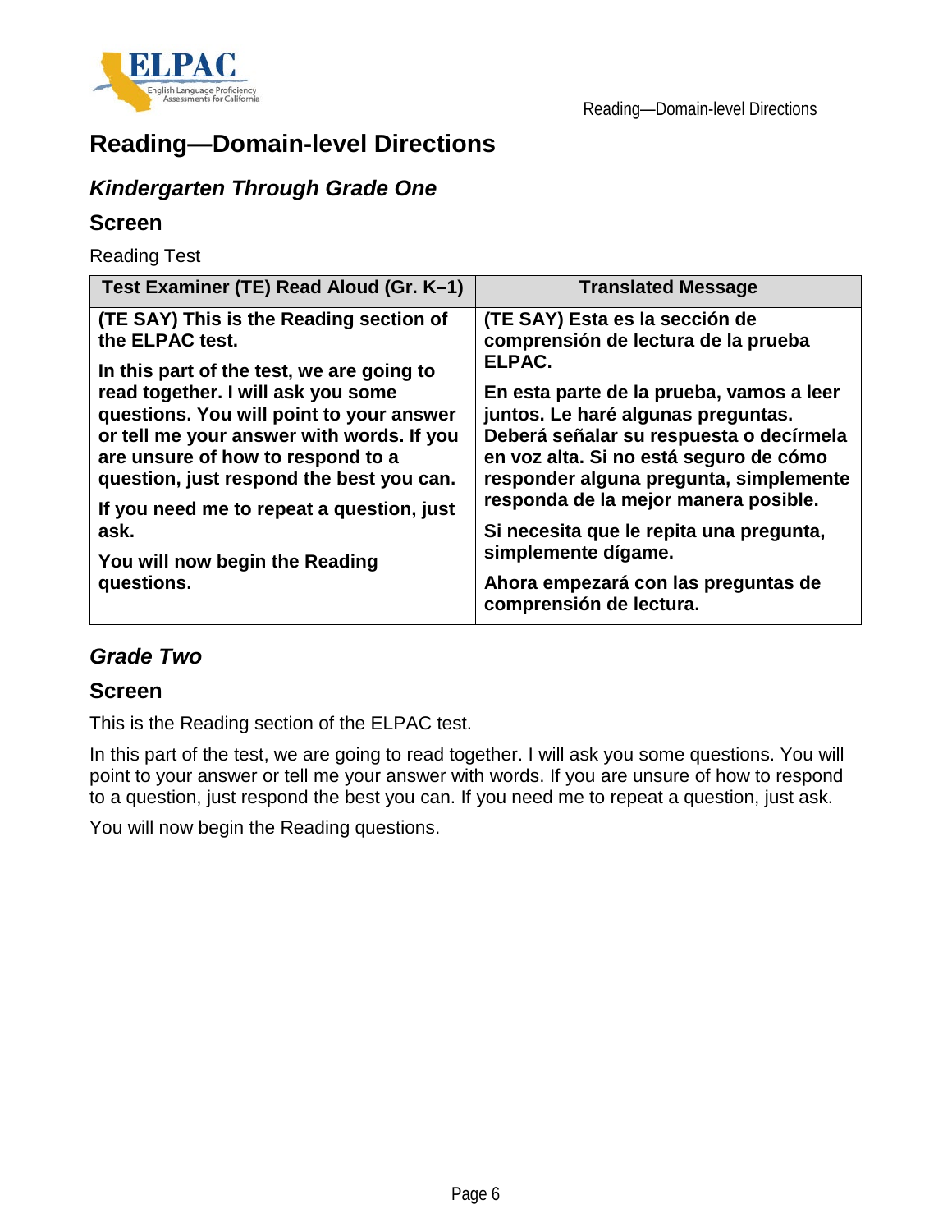# Reading—Domain-level Directions

## *Kindergarten Through Grade One*

### Screen

Reading Test

| Test Examiner (TE) Read Aloud (Gr. K–1) | Translated Message |
| --- | --- |
| **(TE SAY) This is the Reading section of the ELPAC test.**<br><br>**In this part of the test, we are going to read together. I will ask you some questions. You will point to your answer or tell me your answer with words. If you are unsure of how to respond to a question, just respond the best you can.**<br><br>**If you need me to repeat a question, just ask.**<br><br>**You will now begin the Reading questions.** | **(TE SAY) Esta es la sección de comprensión de lectura de la prueba ELPAC.**<br><br>**En esta parte de la prueba, vamos a leer juntos. Le haré algunas preguntas. Deberá señalar su respuesta o decírmela en voz alta. Si no está seguro de cómo responder alguna pregunta, simplemente responda de la mejor manera posible.**<br><br>**Si necesita que le repita una pregunta, simplemente dígame.**<br><br>**Ahora empezará con las preguntas de comprensión de lectura.** |

## *Grade Two*

### Screen

This is the Reading section of the ELPAC test.

In this part of the test, we are going to read together. I will ask you some questions. You will point to your answer or tell me your answer with words. If you are unsure of how to respond to a question, just respond the best you can. If you need me to repeat a question, just ask.

You will now begin the Reading questions.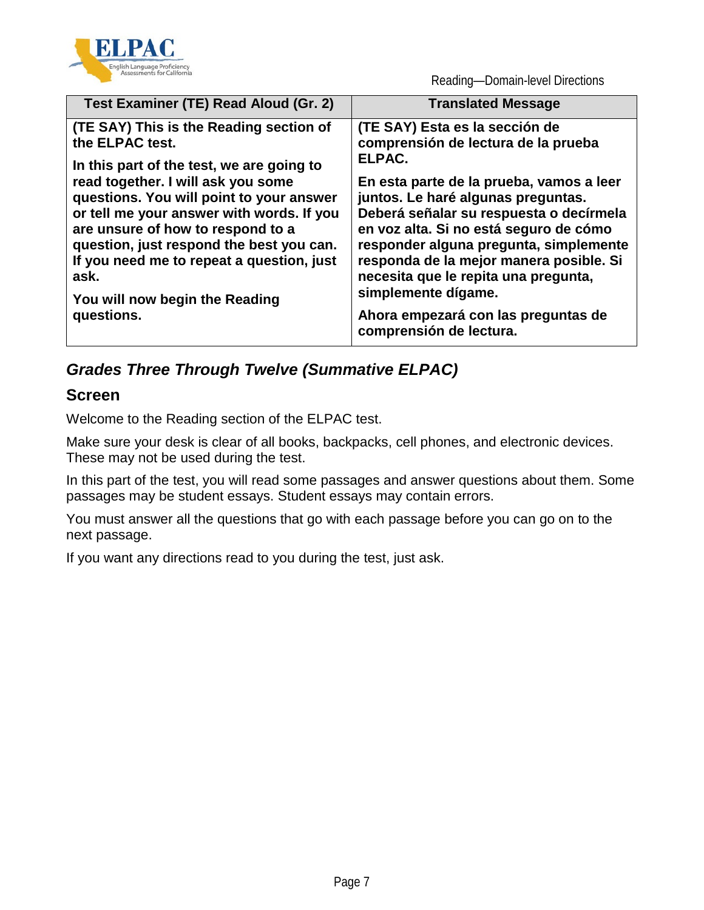| Test Examiner (TE) Read Aloud (Gr. 2) | Translated Message |
|---|---|
| **(TE SAY) This is the Reading section of the ELPAC test.**<br><br>**In this part of the test, we are going to read together. I will ask you some questions. You will point to your answer or tell me your answer with words. If you are unsure of how to respond to a question, just respond the best you can. If you need me to repeat a question, just ask.**<br><br>**You will now begin the Reading questions.** | **(TE SAY) Esta es la sección de comprensión de lectura de la prueba ELPAC.**<br><br>**En esta parte de la prueba, vamos a leer juntos. Le haré algunas preguntas. Deberá señalar su respuesta o decírmela en voz alta. Si no está seguro de cómo responder alguna pregunta, simplemente responda de la mejor manera posible. Si necesita que le repita una pregunta, simplemente dígame.**<br><br>**Ahora empezará con las preguntas de comprensión de lectura.** |

## *Grades Three Through Twelve (Summative ELPAC)*

### Screen

Welcome to the Reading section of the ELPAC test.

Make sure your desk is clear of all books, backpacks, cell phones, and electronic devices. These may not be used during the test.

In this part of the test, you will read some passages and answer questions about them. Some passages may be student essays. Student essays may contain errors.

You must answer all the questions that go with each passage before you can go on to the next passage.

If you want any directions read to you during the test, just ask.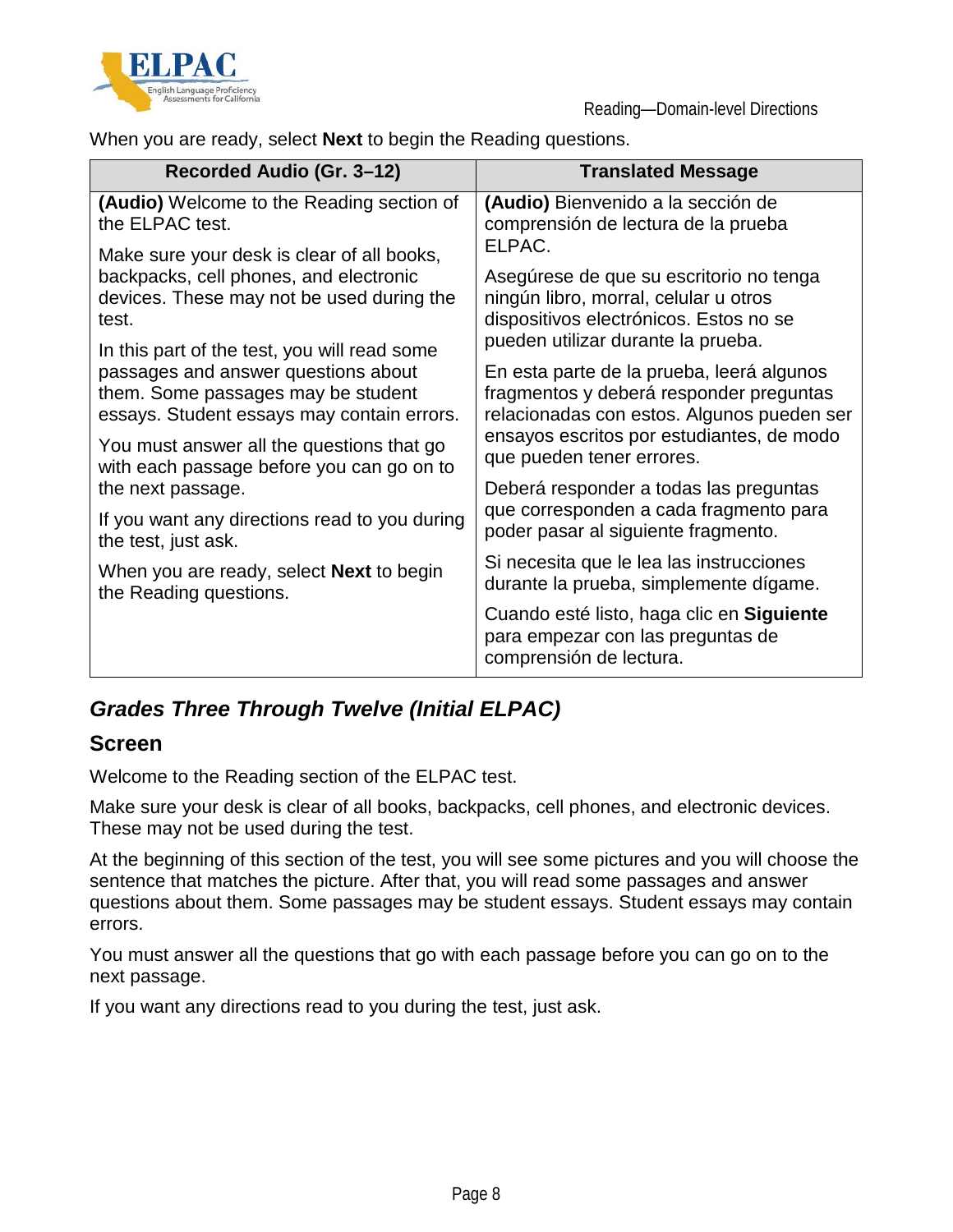When you are ready, select **Next** to begin the Reading questions.

| Recorded Audio (Gr. 3–12) | Translated Message |
|---|---|
| **(Audio)** Welcome to the Reading section of the ELPAC test.<br><br>Make sure your desk is clear of all books, backpacks, cell phones, and electronic devices. These may not be used during the test.<br><br>In this part of the test, you will read some passages and answer questions about them. Some passages may be student essays. Student essays may contain errors.<br><br>You must answer all the questions that go with each passage before you can go on to the next passage.<br><br>If you want any directions read to you during the test, just ask.<br><br>When you are ready, select **Next** to begin the Reading questions. | **(Audio)** Bienvenido a la sección de comprensión de lectura de la prueba ELPAC.<br><br>Asegúrese de que su escritorio no tenga ningún libro, morral, celular u otros dispositivos electrónicos. Estos no se pueden utilizar durante la prueba.<br><br>En esta parte de la prueba, leerá algunos fragmentos y deberá responder preguntas relacionadas con estos. Algunos pueden ser ensayos escritos por estudiantes, de modo que pueden tener errores.<br><br>Deberá responder a todas las preguntas que corresponden a cada fragmento para poder pasar al siguiente fragmento.<br><br>Si necesita que le lea las instrucciones durante la prueba, simplemente dígame.<br><br>Cuando esté listo, haga clic en **Siguiente** para empezar con las preguntas de comprensión de lectura. |

## *Grades Three Through Twelve (Initial ELPAC)*

### Screen

Welcome to the Reading section of the ELPAC test.

Make sure your desk is clear of all books, backpacks, cell phones, and electronic devices. These may not be used during the test.

At the beginning of this section of the test, you will see some pictures and you will choose the sentence that matches the picture. After that, you will read some passages and answer questions about them. Some passages may be student essays. Student essays may contain errors.

You must answer all the questions that go with each passage before you can go on to the next passage.

If you want any directions read to you during the test, just ask.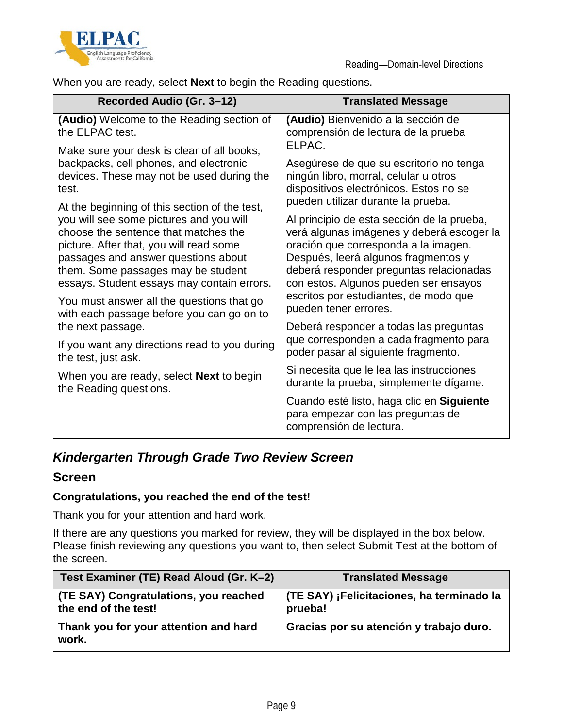When you are ready, select **Next** to begin the Reading questions.

| Recorded Audio (Gr. 3–12) | Translated Message |
|---|---|
| **(Audio)** Welcome to the Reading section of the ELPAC test.<br><br>Make sure your desk is clear of all books, backpacks, cell phones, and electronic devices. These may not be used during the test.<br><br>At the beginning of this section of the test, you will see some pictures and you will choose the sentence that matches the picture. After that, you will read some passages and answer questions about them. Some passages may be student essays. Student essays may contain errors.<br><br>You must answer all the questions that go with each passage before you can go on to the next passage.<br><br>If you want any directions read to you during the test, just ask.<br><br>When you are ready, select **Next** to begin the Reading questions. | **(Audio)** Bienvenido a la sección de comprensión de lectura de la prueba ELPAC.<br><br>Asegúrese de que su escritorio no tenga ningún libro, morral, celular u otros dispositivos electrónicos. Estos no se pueden utilizar durante la prueba.<br><br>Al principio de esta sección de la prueba, verá algunas imágenes y deberá escoger la oración que corresponda a la imagen. Después, leerá algunos fragmentos y deberá responder preguntas relacionadas con estos. Algunos pueden ser ensayos escritos por estudiantes, de modo que pueden tener errores.<br><br>Deberá responder a todas las preguntas que corresponden a cada fragmento para poder pasar al siguiente fragmento.<br><br>Si necesita que le lea las instrucciones durante la prueba, simplemente dígame.<br><br>Cuando esté listo, haga clic en **Siguiente** para empezar con las preguntas de comprensión de lectura. |

## *Kindergarten Through Grade Two Review Screen*

### Screen

**Congratulations, you reached the end of the test!**

Thank you for your attention and hard work.

If there are any questions you marked for review, they will be displayed in the box below. Please finish reviewing any questions you want to, then select Submit Test at the bottom of the screen.

| Test Examiner (TE) Read Aloud (Gr. K–2) | Translated Message |
|---|---|
| **(TE SAY) Congratulations, you reached the end of the test!**<br><br>**Thank you for your attention and hard work.** | **(TE SAY) ¡Felicitaciones, ha terminado la prueba!**<br><br>**Gracias por su atención y trabajo duro.** |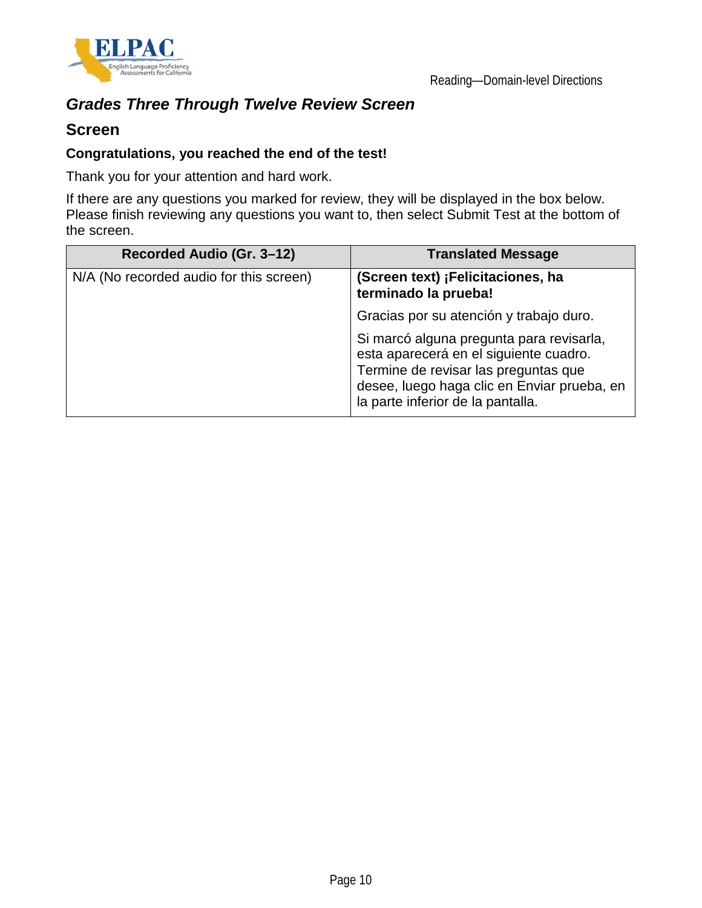## *Grades Three Through Twelve Review Screen*

### Screen

**Congratulations, you reached the end of the test!**

Thank you for your attention and hard work.

If there are any questions you marked for review, they will be displayed in the box below. Please finish reviewing any questions you want to, then select Submit Test at the bottom of the screen.

| Recorded Audio (Gr. 3–12) | Translated Message |
|---|---|
| N/A (No recorded audio for this screen) | **(Screen text) ¡Felicitaciones, ha terminado la prueba!**<br><br>Gracias por su atención y trabajo duro.<br><br>Si marcó alguna pregunta para revisarla, esta aparecerá en el siguiente cuadro. Termine de revisar las preguntas que desee, luego haga clic en Enviar prueba, en la parte inferior de la pantalla. |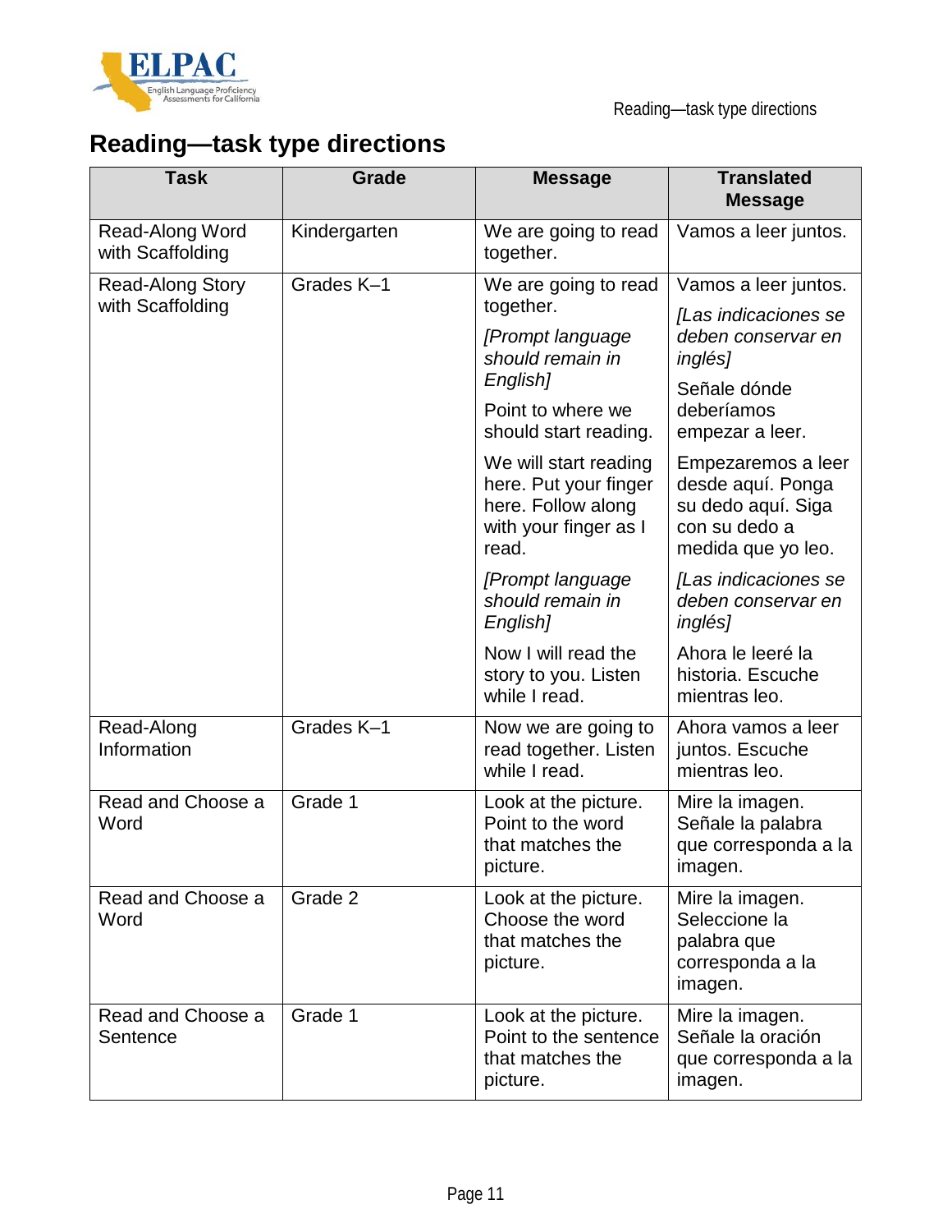# Reading—task type directions

| Task | Grade | Message | Translated Message |
|---|---|---|---|
| Read-Along Word with Scaffolding | Kindergarten | We are going to read together. | Vamos a leer juntos. |
| Read-Along Story with Scaffolding | Grades K–1 | We are going to read together. *[Prompt language should remain in English]* Point to where we should start reading. We will start reading here. Put your finger here. Follow along with your finger as I read. *[Prompt language should remain in English]* Now I will read the story to you. Listen while I read. | Vamos a leer juntos. *[Las indicaciones se deben conservar en inglés]* Señale dónde deberíamos empezar a leer. Empezaremos a leer desde aquí. Ponga su dedo aquí. Siga con su dedo a medida que yo leo. *[Las indicaciones se deben conservar en inglés]* Ahora le leeré la historia. Escuche mientras leo. |
| Read-Along Information | Grades K–1 | Now we are going to read together. Listen while I read. | Ahora vamos a leer juntos. Escuche mientras leo. |
| Read and Choose a Word | Grade 1 | Look at the picture. Point to the word that matches the picture. | Mire la imagen. Señale la palabra que corresponda a la imagen. |
| Read and Choose a Word | Grade 2 | Look at the picture. Choose the word that matches the picture. | Mire la imagen. Seleccione la palabra que corresponda a la imagen. |
| Read and Choose a Sentence | Grade 1 | Look at the picture. Point to the sentence that matches the picture. | Mire la imagen. Señale la oración que corresponda a la imagen. |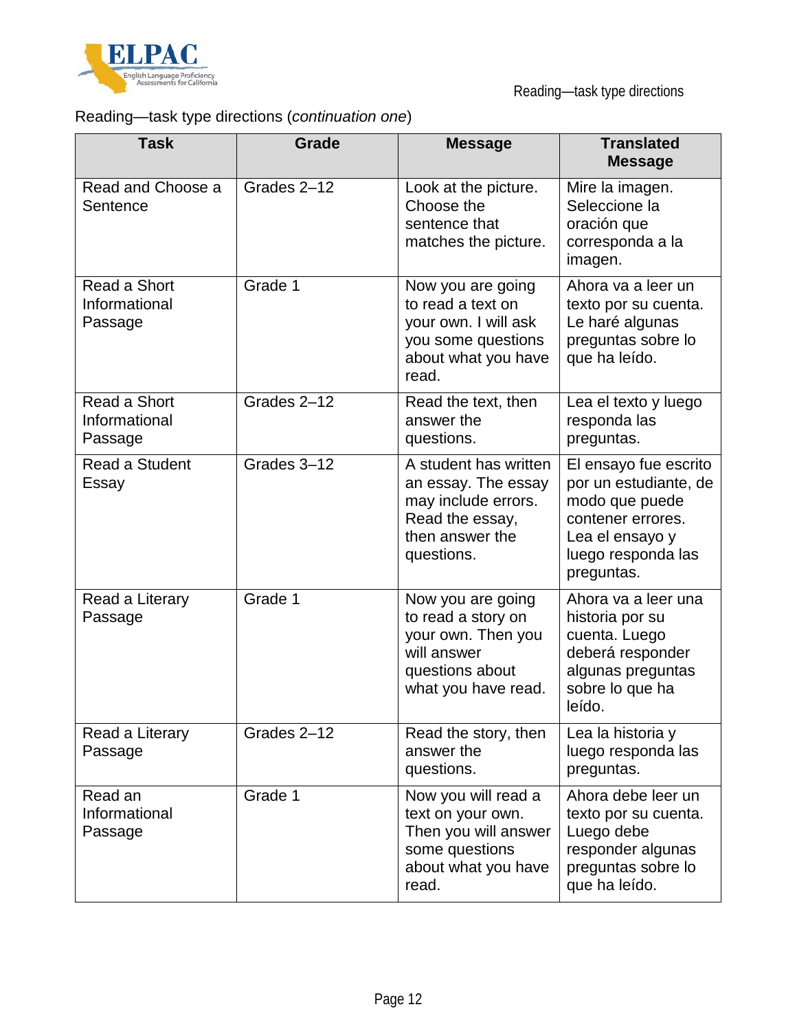Reading—task type directions (*continuation one*)

| Task | Grade | Message | Translated Message |
| --- | --- | --- | --- |
| Read and Choose a Sentence | Grades 2–12 | Look at the picture. Choose the sentence that matches the picture. | Mire la imagen. Seleccione la oración que corresponda a la imagen. |
| Read a Short Informational Passage | Grade 1 | Now you are going to read a text on your own. I will ask you some questions about what you have read. | Ahora va a leer un texto por su cuenta. Le haré algunas preguntas sobre lo que ha leído. |
| Read a Short Informational Passage | Grades 2–12 | Read the text, then answer the questions. | Lea el texto y luego responda las preguntas. |
| Read a Student Essay | Grades 3–12 | A student has written an essay. The essay may include errors. Read the essay, then answer the questions. | El ensayo fue escrito por un estudiante, de modo que puede contener errores. Lea el ensayo y luego responda las preguntas. |
| Read a Literary Passage | Grade 1 | Now you are going to read a story on your own. Then you will answer questions about what you have read. | Ahora va a leer una historia por su cuenta. Luego deberá responder algunas preguntas sobre lo que ha leído. |
| Read a Literary Passage | Grades 2–12 | Read the story, then answer the questions. | Lea la historia y luego responda las preguntas. |
| Read an Informational Passage | Grade 1 | Now you will read a text on your own. Then you will answer some questions about what you have read. | Ahora debe leer un texto por su cuenta. Luego debe responder algunas preguntas sobre lo que ha leído. |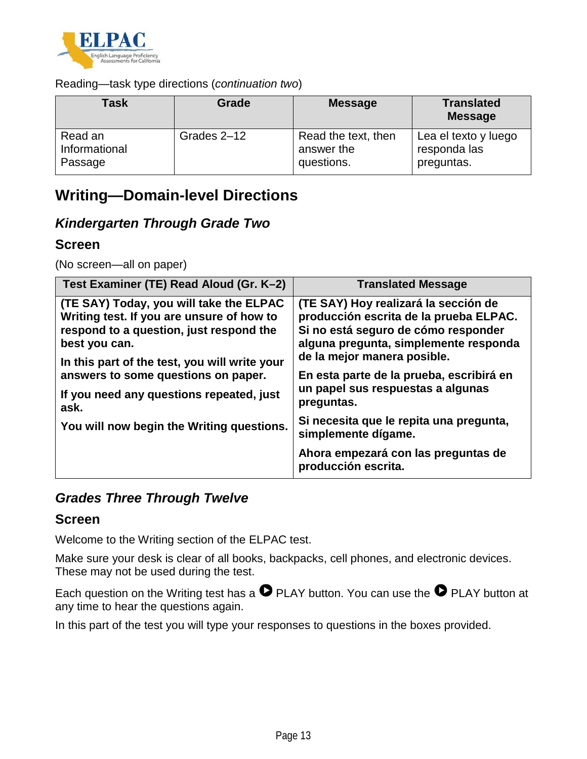Reading—task type directions (*continuation two*)

| Task | Grade | Message | Translated Message |
|---|---|---|---|
| Read an Informational Passage | Grades 2–12 | Read the text, then answer the questions. | Lea el texto y luego responda las preguntas. |

## Writing—Domain-level Directions

### *Kindergarten Through Grade Two*

### Screen

(No screen—all on paper)

| Test Examiner (TE) Read Aloud (Gr. K–2) | Translated Message |
|---|---|
| **(TE SAY) Today, you will take the ELPAC Writing test. If you are unsure of how to respond to a question, just respond the best you can.**<br><br>**In this part of the test, you will write your answers to some questions on paper.**<br><br>**If you need any questions repeated, just ask.**<br><br>**You will now begin the Writing questions.** | **(TE SAY) Hoy realizará la sección de producción escrita de la prueba ELPAC. Si no está seguro de cómo responder alguna pregunta, simplemente responda de la mejor manera posible.**<br><br>**En esta parte de la prueba, escribirá en un papel sus respuestas a algunas preguntas.**<br><br>**Si necesita que le repita una pregunta, simplemente dígame.**<br><br>**Ahora empezará con las preguntas de producción escrita.** |

### *Grades Three Through Twelve*

### Screen

Welcome to the Writing section of the ELPAC test.

Make sure your desk is clear of all books, backpacks, cell phones, and electronic devices. These may not be used during the test.

Each question on the Writing test has a PLAY button. You can use the PLAY button at any time to hear the questions again.

In this part of the test you will type your responses to questions in the boxes provided.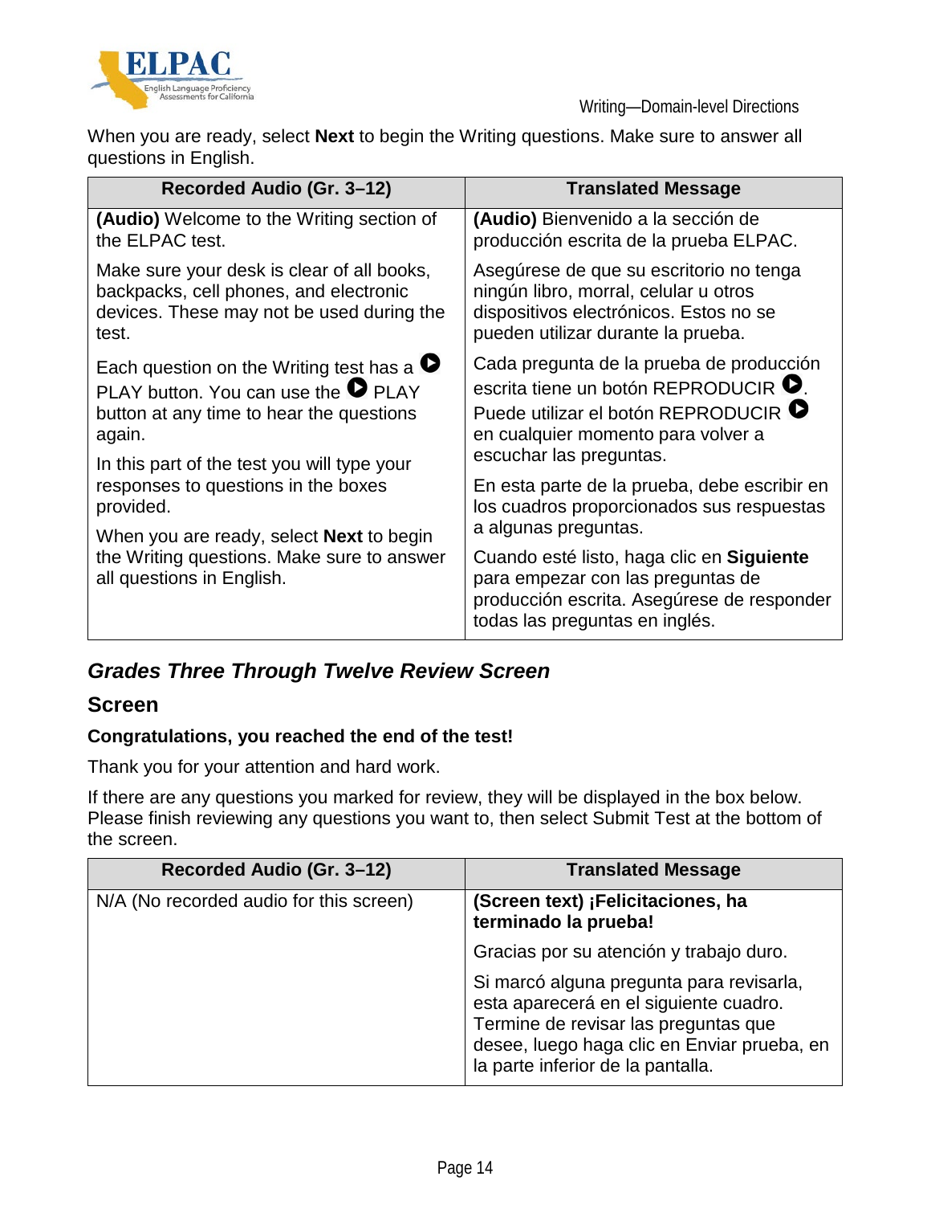When you are ready, select **Next** to begin the Writing questions. Make sure to answer all questions in English.

| Recorded Audio (Gr. 3–12) | Translated Message |
|---|---|
| **(Audio)** Welcome to the Writing section of the ELPAC test. | **(Audio)** Bienvenido a la sección de producción escrita de la prueba ELPAC. |
| Make sure your desk is clear of all books, backpacks, cell phones, and electronic devices. These may not be used during the test. | Asegúrese de que su escritorio no tenga ningún libro, morral, celular u otros dispositivos electrónicos. Estos no se pueden utilizar durante la prueba. |
| Each question on the Writing test has a ▶ PLAY button. You can use the ▶ PLAY button at any time to hear the questions again. | Cada pregunta de la prueba de producción escrita tiene un botón REPRODUCIR ▶. Puede utilizar el botón REPRODUCIR ▶ en cualquier momento para volver a escuchar las preguntas. |
| In this part of the test you will type your responses to questions in the boxes provided. | En esta parte de la prueba, debe escribir en los cuadros proporcionados sus respuestas a algunas preguntas. |
| When you are ready, select **Next** to begin the Writing questions. Make sure to answer all questions in English. | Cuando esté listo, haga clic en **Siguiente** para empezar con las preguntas de producción escrita. Asegúrese de responder todas las preguntas en inglés. |

## *Grades Three Through Twelve Review Screen*

### Screen

**Congratulations, you reached the end of the test!**

Thank you for your attention and hard work.

If there are any questions you marked for review, they will be displayed in the box below. Please finish reviewing any questions you want to, then select Submit Test at the bottom of the screen.

| Recorded Audio (Gr. 3–12) | Translated Message |
|---|---|
| N/A (No recorded audio for this screen) | **(Screen text) ¡Felicitaciones, ha terminado la prueba!** |
| | Gracias por su atención y trabajo duro. |
| | Si marcó alguna pregunta para revisarla, esta aparecerá en el siguiente cuadro. Termine de revisar las preguntas que desee, luego haga clic en Enviar prueba, en la parte inferior de la pantalla. |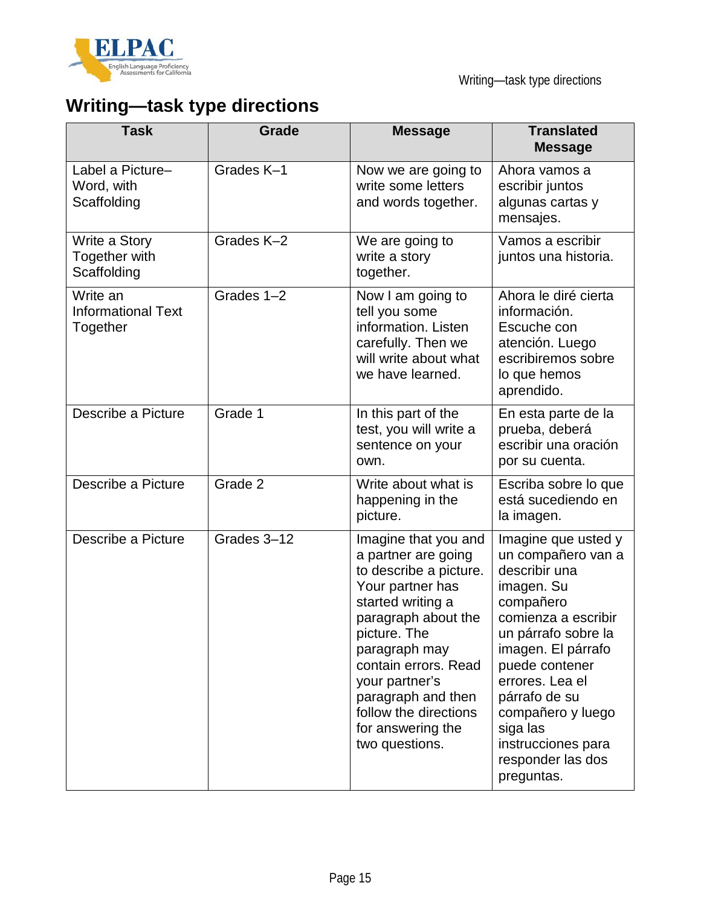# Writing—task type directions

| Task | Grade | Message | Translated Message |
|---|---|---|---|
| Label a Picture–Word, with Scaffolding | Grades K–1 | Now we are going to write some letters and words together. | Ahora vamos a escribir juntos algunas cartas y mensajes. |
| Write a Story Together with Scaffolding | Grades K–2 | We are going to write a story together. | Vamos a escribir juntos una historia. |
| Write an Informational Text Together | Grades 1–2 | Now I am going to tell you some information. Listen carefully. Then we will write about what we have learned. | Ahora le diré cierta información. Escuche con atención. Luego escribiremos sobre lo que hemos aprendido. |
| Describe a Picture | Grade 1 | In this part of the test, you will write a sentence on your own. | En esta parte de la prueba, deberá escribir una oración por su cuenta. |
| Describe a Picture | Grade 2 | Write about what is happening in the picture. | Escriba sobre lo que está sucediendo en la imagen. |
| Describe a Picture | Grades 3–12 | Imagine that you and a partner are going to describe a picture. Your partner has started writing a paragraph about the picture. The paragraph may contain errors. Read your partner's paragraph and then follow the directions for answering the two questions. | Imagine que usted y un compañero van a describir una imagen. Su compañero comienza a escribir un párrafo sobre la imagen. El párrafo puede contener errores. Lea el párrafo de su compañero y luego siga las instrucciones para responder las dos preguntas. |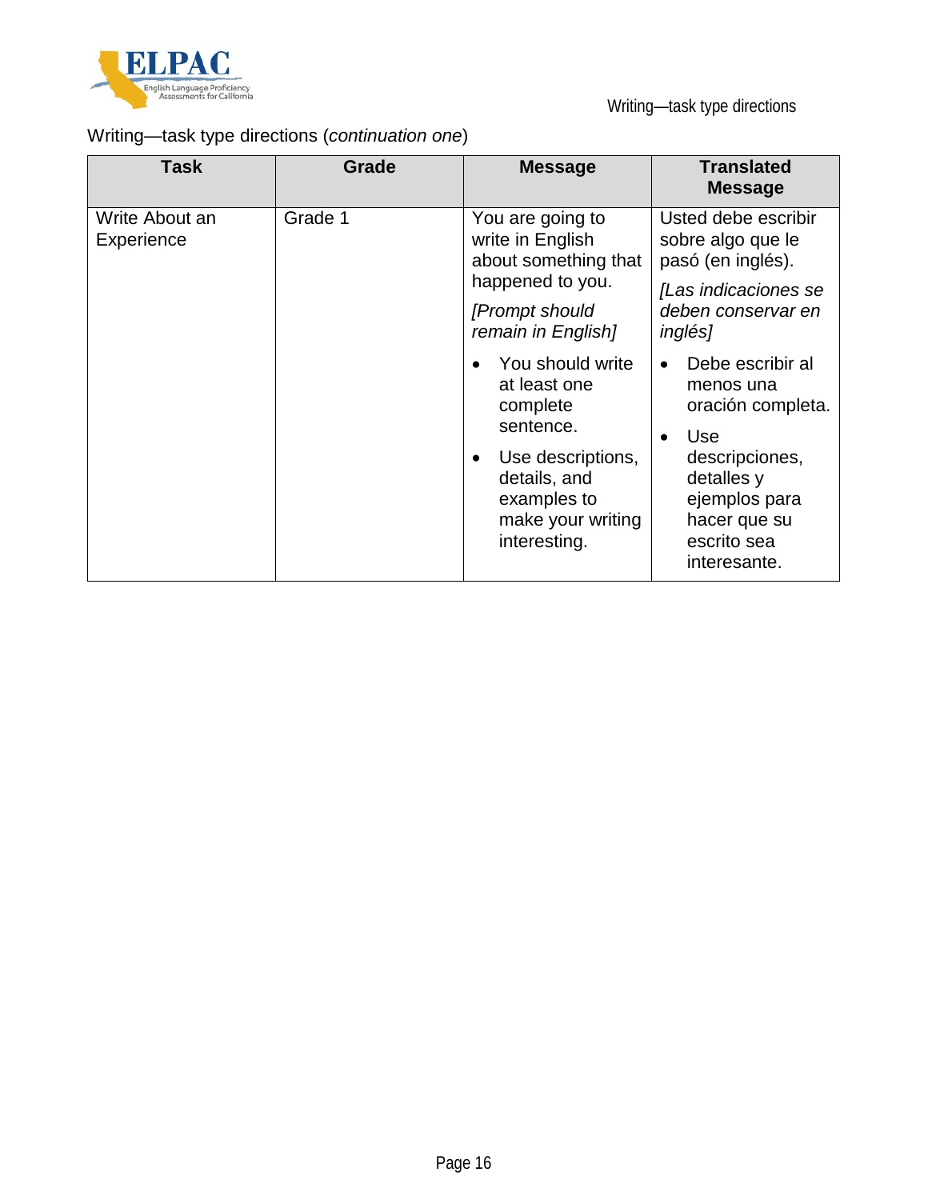Writing—task type directions (*continuation one*)

| Task | Grade | Message | Translated Message |
|---|---|---|---|
| Write About an Experience | Grade 1 | You are going to write in English about something that happened to you.<br><br>*[Prompt should remain in English]*<br><br>• You should write at least one complete sentence.<br>• Use descriptions, details, and examples to make your writing interesting. | Usted debe escribir sobre algo que le pasó (en inglés).<br><br>*[Las indicaciones se deben conservar en inglés]*<br><br>• Debe escribir al menos una oración completa.<br>• Use descripciones, detalles y ejemplos para hacer que su escrito sea interesante. |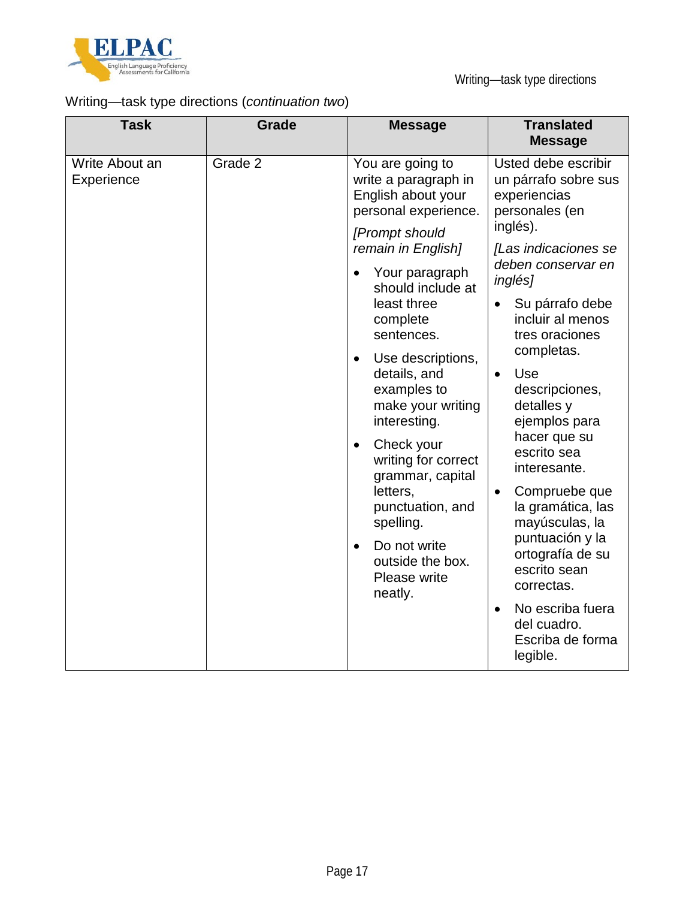Writing—task type directions (*continuation two*)

| Task | Grade | Message | Translated Message |
| --- | --- | --- | --- |
| Write About an Experience | Grade 2 | You are going to write a paragraph in English about your personal experience.<br>*[Prompt should remain in English]*<br>• Your paragraph should include at least three complete sentences.<br>• Use descriptions, details, and examples to make your writing interesting.<br>• Check your writing for correct grammar, capital letters, punctuation, and spelling.<br>• Do not write outside the box. Please write neatly. | Usted debe escribir un párrafo sobre sus experiencias personales (en inglés).<br>*[Las indicaciones se deben conservar en inglés]*<br>• Su párrafo debe incluir al menos tres oraciones completas.<br>• Use descripciones, detalles y ejemplos para hacer que su escrito sea interesante.<br>• Compruebe que la gramática, las mayúsculas, la puntuación y la ortografía de su escrito sean correctas.<br>• No escriba fuera del cuadro. Escriba de forma legible. |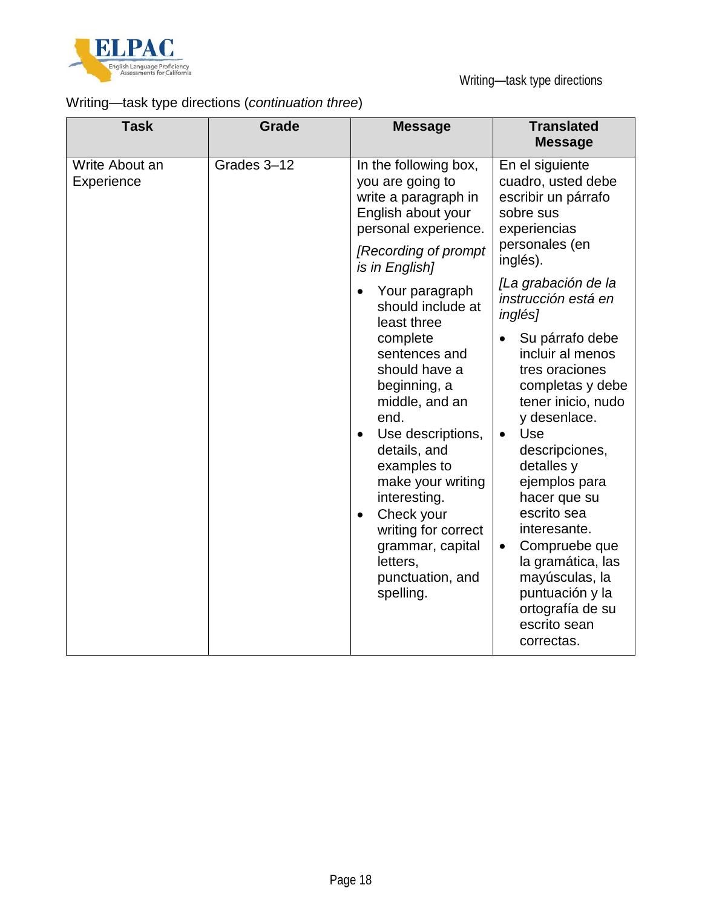Writing—task type directions (*continuation three*)

| Task | Grade | Message | Translated Message |
| --- | --- | --- | --- |
| Write About an Experience | Grades 3–12 | In the following box, you are going to write a paragraph in English about your personal experience.<br><br>*[Recording of prompt is in English]*<br><br>• Your paragraph should include at least three complete sentences and should have a beginning, a middle, and an end.<br>• Use descriptions, details, and examples to make your writing interesting.<br>• Check your writing for correct grammar, capital letters, punctuation, and spelling. | En el siguiente cuadro, usted debe escribir un párrafo sobre sus experiencias personales (en inglés).<br><br>*[La grabación de la instrucción está en inglés]*<br><br>• Su párrafo debe incluir al menos tres oraciones completas y debe tener inicio, nudo y desenlace.<br>• Use descripciones, detalles y ejemplos para hacer que su escrito sea interesante.<br>• Compruebe que la gramática, las mayúsculas, la puntuación y la ortografía de su escrito sean correctas. |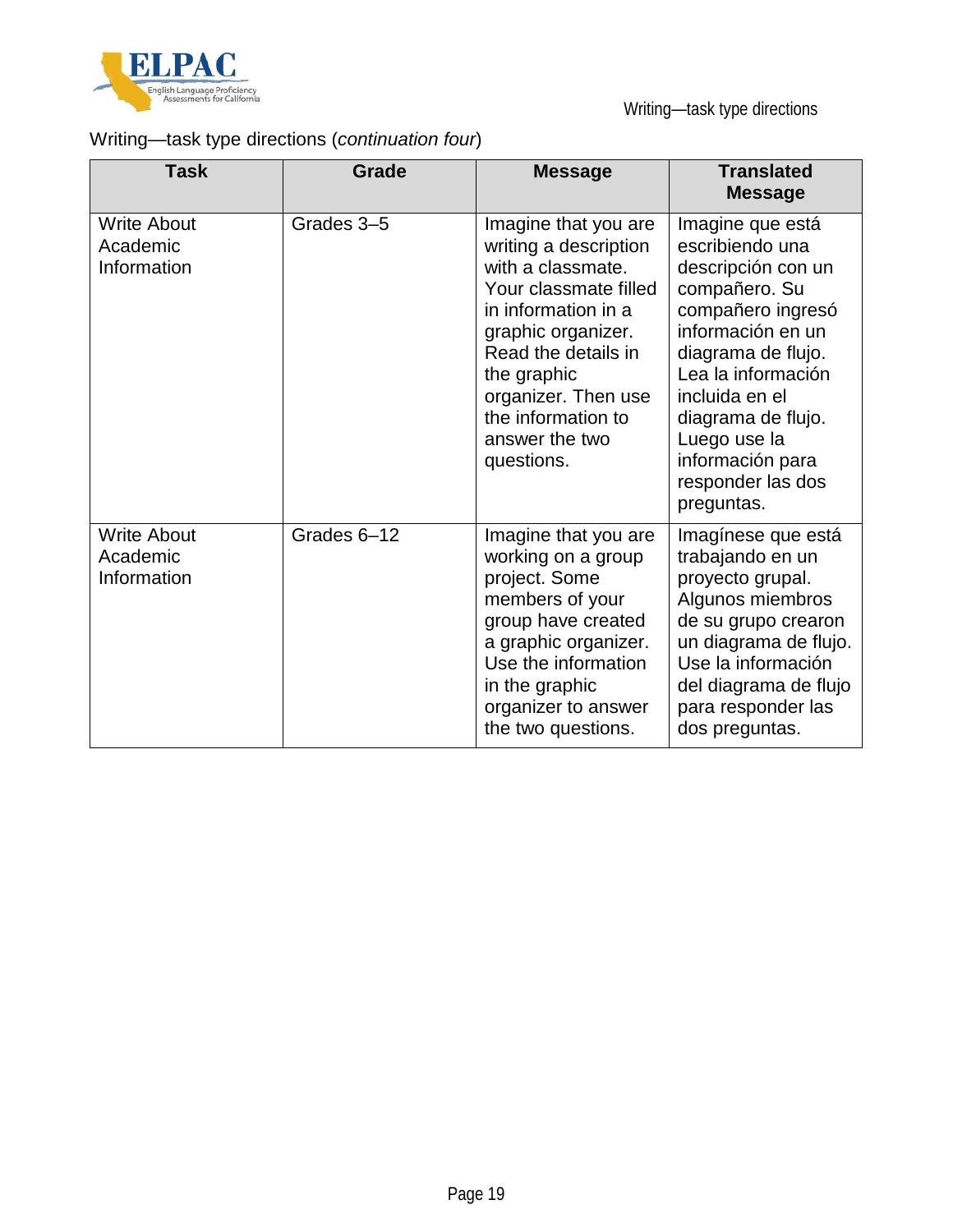Writing—task type directions (*continuation four*)

| Task | Grade | Message | Translated Message |
| --- | --- | --- | --- |
| Write About Academic Information | Grades 3–5 | Imagine that you are writing a description with a classmate. Your classmate filled in information in a graphic organizer. Read the details in the graphic organizer. Then use the information to answer the two questions. | Imagine que está escribiendo una descripción con un compañero. Su compañero ingresó información en un diagrama de flujo. Lea la información incluida en el diagrama de flujo. Luego use la información para responder las dos preguntas. |
| Write About Academic Information | Grades 6–12 | Imagine that you are working on a group project. Some members of your group have created a graphic organizer. Use the information in the graphic organizer to answer the two questions. | Imagínese que está trabajando en un proyecto grupal. Algunos miembros de su grupo crearon un diagrama de flujo. Use la información del diagrama de flujo para responder las dos preguntas. |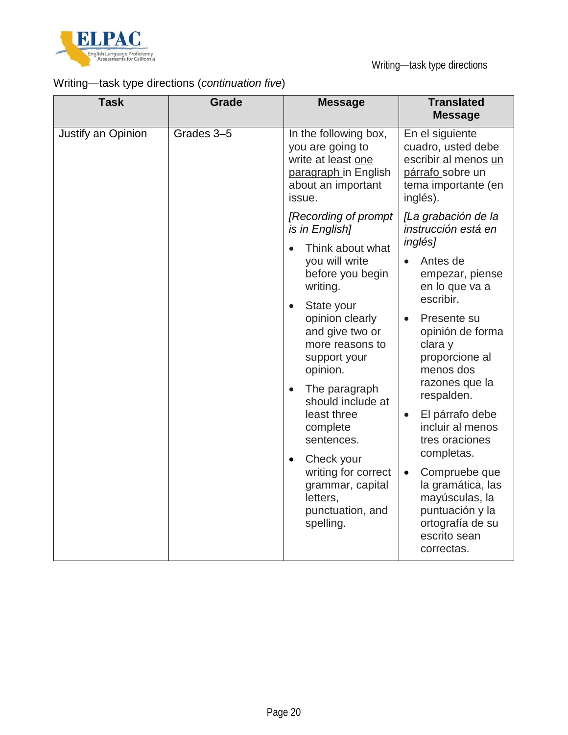Writing—task type directions (*continuation five*)

| Task | Grade | Message | Translated Message |
|---|---|---|---|
| Justify an Opinion | Grades 3–5 | In the following box, you are going to write at least <u>one paragraph</u> in English about an important issue.<br><br>*[Recording of prompt is in English]*<br><br>• Think about what you will write before you begin writing.<br>• State your opinion clearly and give two or more reasons to support your opinion.<br>• The paragraph should include at least three complete sentences.<br>• Check your writing for correct grammar, capital letters, punctuation, and spelling. | En el siguiente cuadro, usted debe escribir al menos <u>un párrafo</u> sobre un tema importante (en inglés).<br><br>*[La grabación de la instrucción está en inglés]*<br><br>• Antes de empezar, piense en lo que va a escribir.<br>• Presente su opinión de forma clara y proporcione al menos dos razones que la respalden.<br>• El párrafo debe incluir al menos tres oraciones completas.<br>• Compruebe que la gramática, las mayúsculas, la puntuación y la ortografía de su escrito sean correctas. |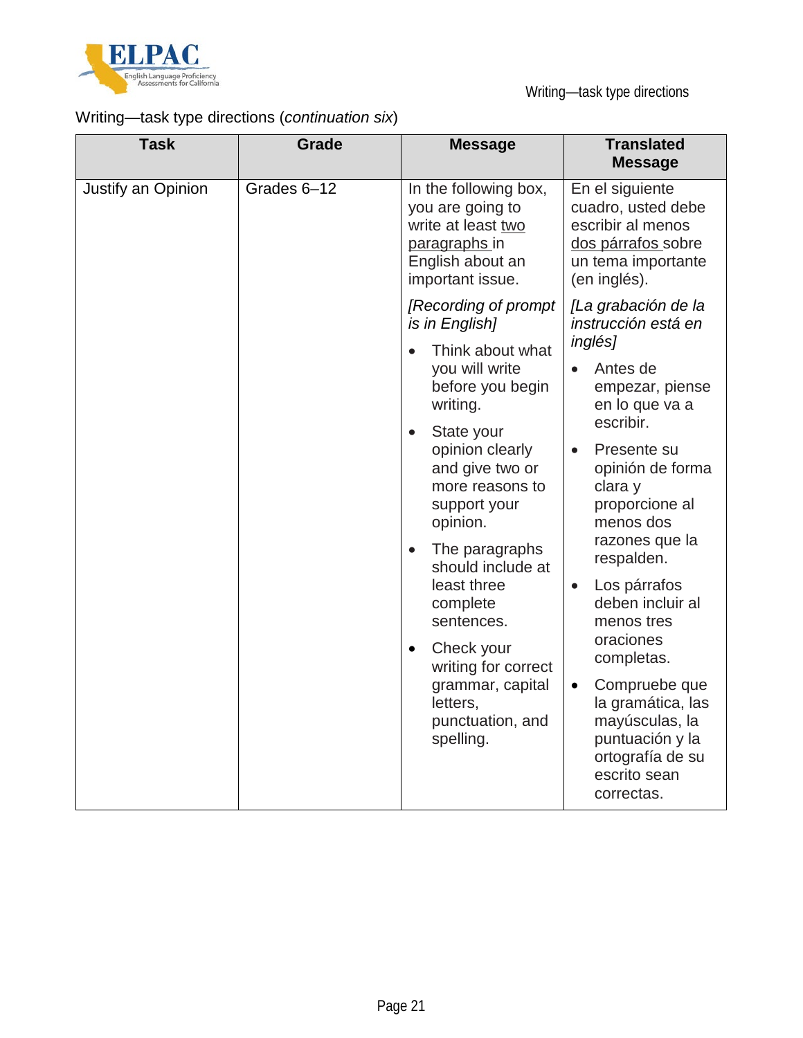Writing—task type directions (*continuation six*)

| Task | Grade | Message | Translated Message |
|---|---|---|---|
| Justify an Opinion | Grades 6–12 | In the following box, you are going to write at least <u>two paragraphs</u> in English about an important issue.<br><br>*[Recording of prompt is in English]*<br><br>• Think about what you will write before you begin writing.<br>• State your opinion clearly and give two or more reasons to support your opinion.<br>• The paragraphs should include at least three complete sentences.<br>• Check your writing for correct grammar, capital letters, punctuation, and spelling. | En el siguiente cuadro, usted debe escribir al menos <u>dos párrafos</u> sobre un tema importante (en inglés).<br><br>*[La grabación de la instrucción está en inglés]*<br><br>• Antes de empezar, piense en lo que va a escribir.<br>• Presente su opinión de forma clara y proporcione al menos dos razones que la respalden.<br>• Los párrafos deben incluir al menos tres oraciones completas.<br>• Compruebe que la gramática, las mayúsculas, la puntuación y la ortografía de su escrito sean correctas. |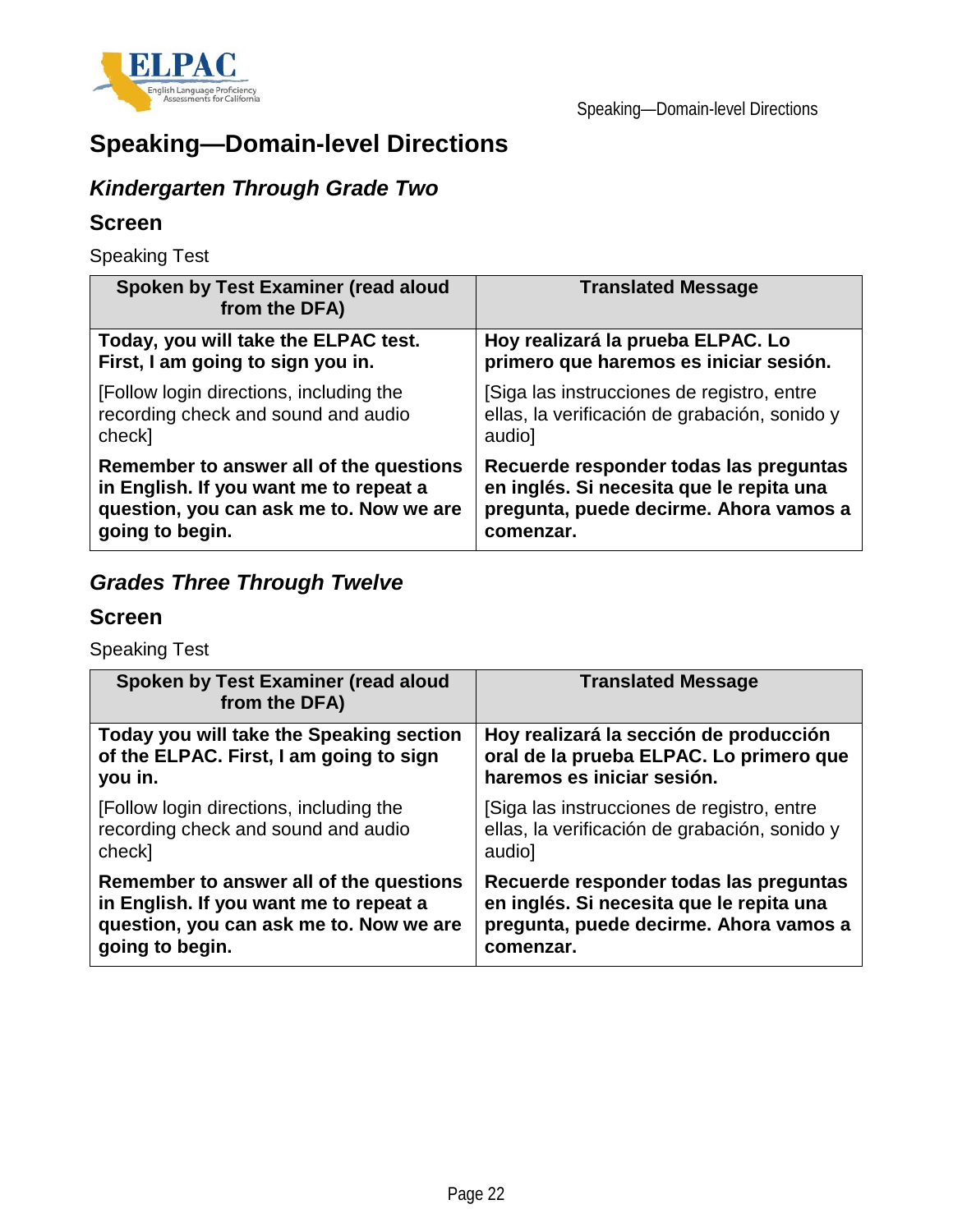# Speaking—Domain-level Directions

## *Kindergarten Through Grade Two*

### Screen

Speaking Test

| Spoken by Test Examiner (read aloud from the DFA) | Translated Message |
|---|---|
| **Today, you will take the ELPAC test. First, I am going to sign you in.** | **Hoy realizará la prueba ELPAC. Lo primero que haremos es iniciar sesión.** |
| [Follow login directions, including the recording check and sound and audio check] | [Siga las instrucciones de registro, entre ellas, la verificación de grabación, sonido y audio] |
| **Remember to answer all of the questions in English. If you want me to repeat a question, you can ask me to. Now we are going to begin.** | **Recuerde responder todas las preguntas en inglés. Si necesita que le repita una pregunta, puede decirme. Ahora vamos a comenzar.** |

## *Grades Three Through Twelve*

### Screen

Speaking Test

| Spoken by Test Examiner (read aloud from the DFA) | Translated Message |
|---|---|
| **Today you will take the Speaking section of the ELPAC. First, I am going to sign you in.** | **Hoy realizará la sección de producción oral de la prueba ELPAC. Lo primero que haremos es iniciar sesión.** |
| [Follow login directions, including the recording check and sound and audio check] | [Siga las instrucciones de registro, entre ellas, la verificación de grabación, sonido y audio] |
| **Remember to answer all of the questions in English. If you want me to repeat a question, you can ask me to. Now we are going to begin.** | **Recuerde responder todas las preguntas en inglés. Si necesita que le repita una pregunta, puede decirme. Ahora vamos a comenzar.** |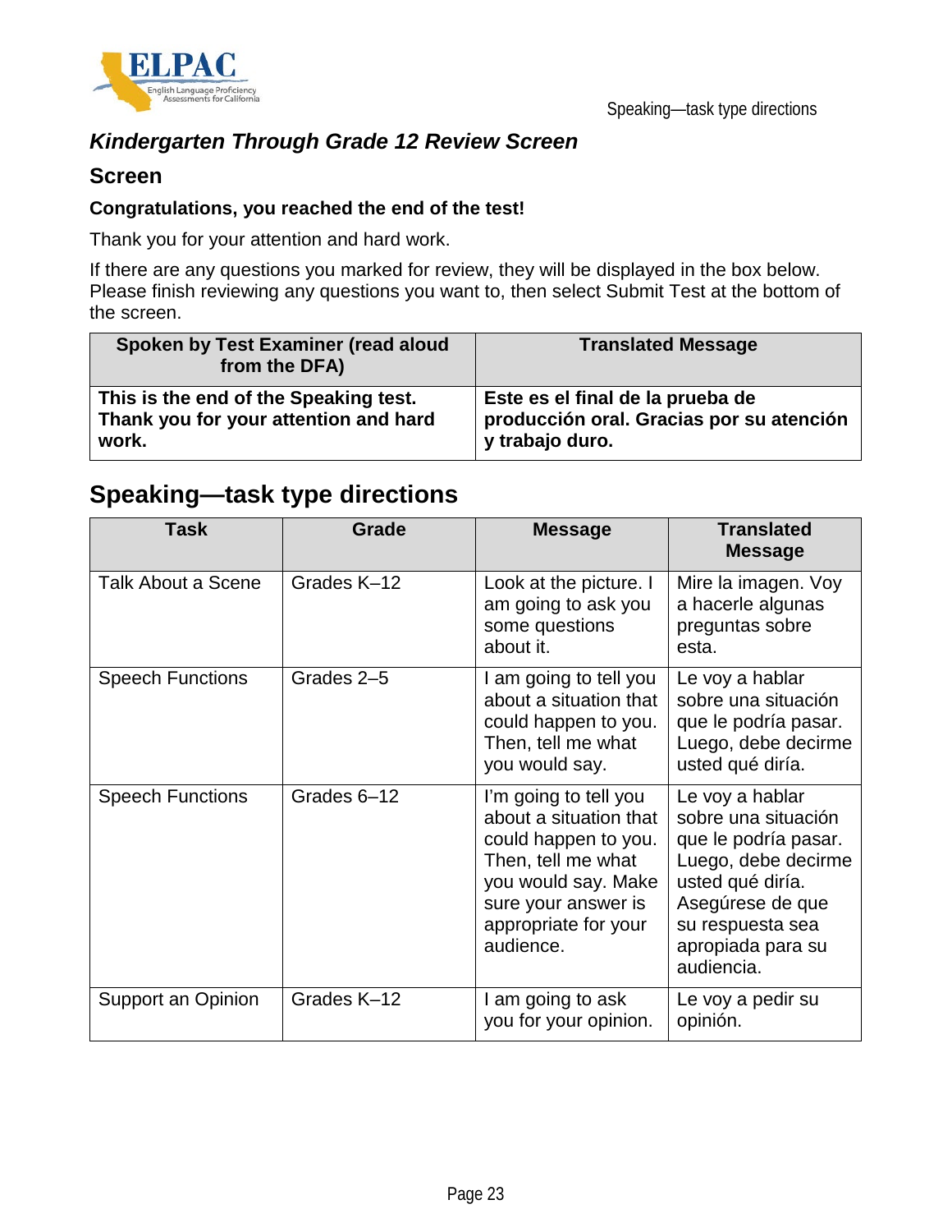### *Kindergarten Through Grade 12 Review Screen*

#### Screen

**Congratulations, you reached the end of the test!**

Thank you for your attention and hard work.

If there are any questions you marked for review, they will be displayed in the box below. Please finish reviewing any questions you want to, then select Submit Test at the bottom of the screen.

| Spoken by Test Examiner (read aloud from the DFA) | Translated Message |
| --- | --- |
| **This is the end of the Speaking test. Thank you for your attention and hard work.** | **Este es el final de la prueba de producción oral. Gracias por su atención y trabajo duro.** |

## Speaking—task type directions

| Task | Grade | Message | Translated Message |
| --- | --- | --- | --- |
| Talk About a Scene | Grades K–12 | Look at the picture. I am going to ask you some questions about it. | Mire la imagen. Voy a hacerle algunas preguntas sobre esta. |
| Speech Functions | Grades 2–5 | I am going to tell you about a situation that could happen to you. Then, tell me what you would say. | Le voy a hablar sobre una situación que le podría pasar. Luego, debe decirme usted qué diría. |
| Speech Functions | Grades 6–12 | I'm going to tell you about a situation that could happen to you. Then, tell me what you would say. Make sure your answer is appropriate for your audience. | Le voy a hablar sobre una situación que le podría pasar. Luego, debe decirme usted qué diría. Asegúrese de que su respuesta sea apropiada para su audiencia. |
| Support an Opinion | Grades K–12 | I am going to ask you for your opinion. | Le voy a pedir su opinión. |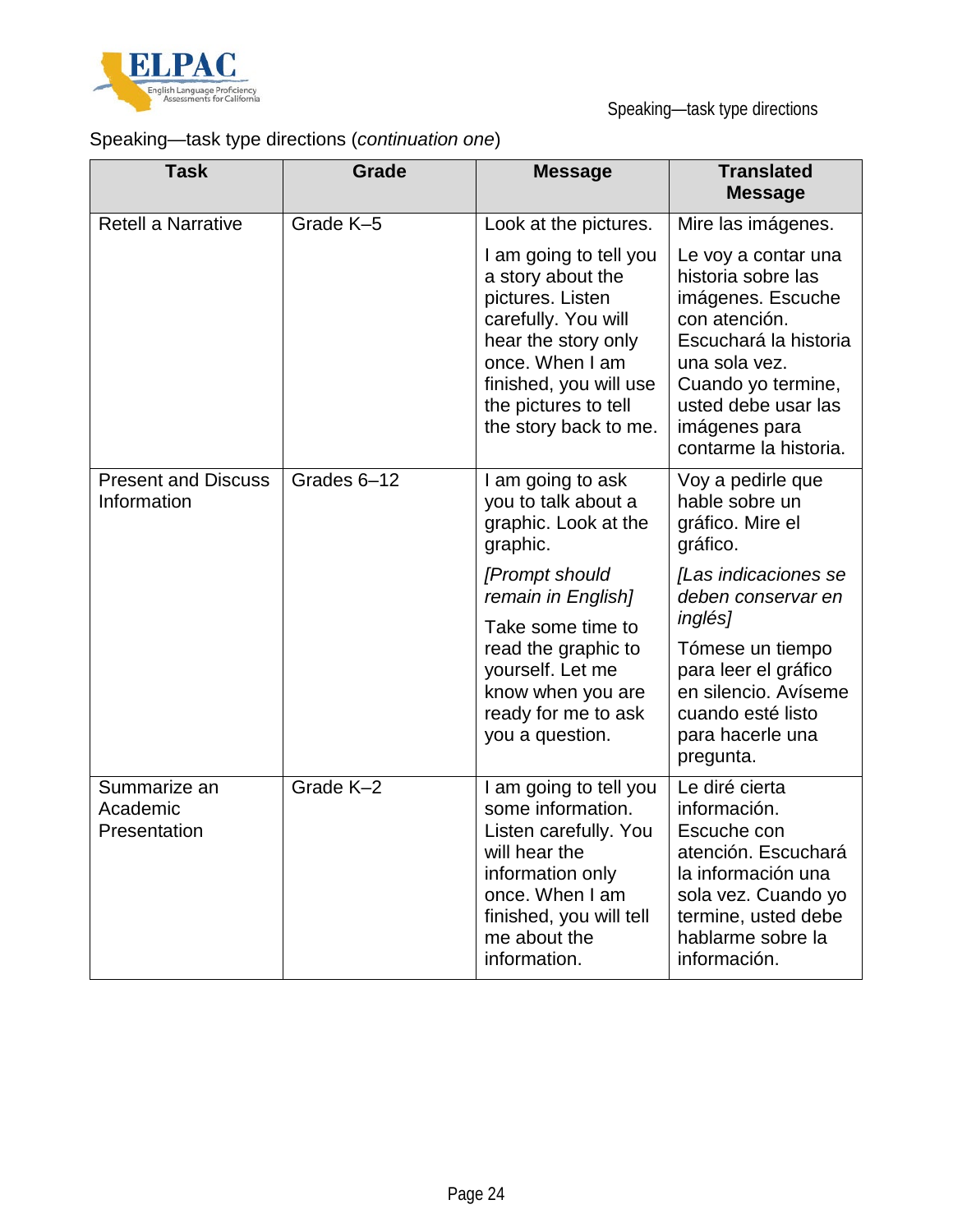Speaking—task type directions (*continuation one*)

| Task | Grade | Message | Translated Message |
|---|---|---|---|
| Retell a Narrative | Grade K–5 | Look at the pictures. I am going to tell you a story about the pictures. Listen carefully. You will hear the story only once. When I am finished, you will use the pictures to tell the story back to me. | Mire las imágenes. Le voy a contar una historia sobre las imágenes. Escuche con atención. Escuchará la historia una sola vez. Cuando yo termine, usted debe usar las imágenes para contarme la historia. |
| Present and Discuss Information | Grades 6–12 | I am going to ask you to talk about a graphic. Look at the graphic. *[Prompt should remain in English]* Take some time to read the graphic to yourself. Let me know when you are ready for me to ask you a question. | Voy a pedirle que hable sobre un gráfico. Mire el gráfico. *[Las indicaciones se deben conservar en inglés]* Tómese un tiempo para leer el gráfico en silencio. Avíseme cuando esté listo para hacerle una pregunta. |
| Summarize an Academic Presentation | Grade K–2 | I am going to tell you some information. Listen carefully. You will hear the information only once. When I am finished, you will tell me about the information. | Le diré cierta información. Escuche con atención. Escuchará la información una sola vez. Cuando yo termine, usted debe hablarme sobre la información. |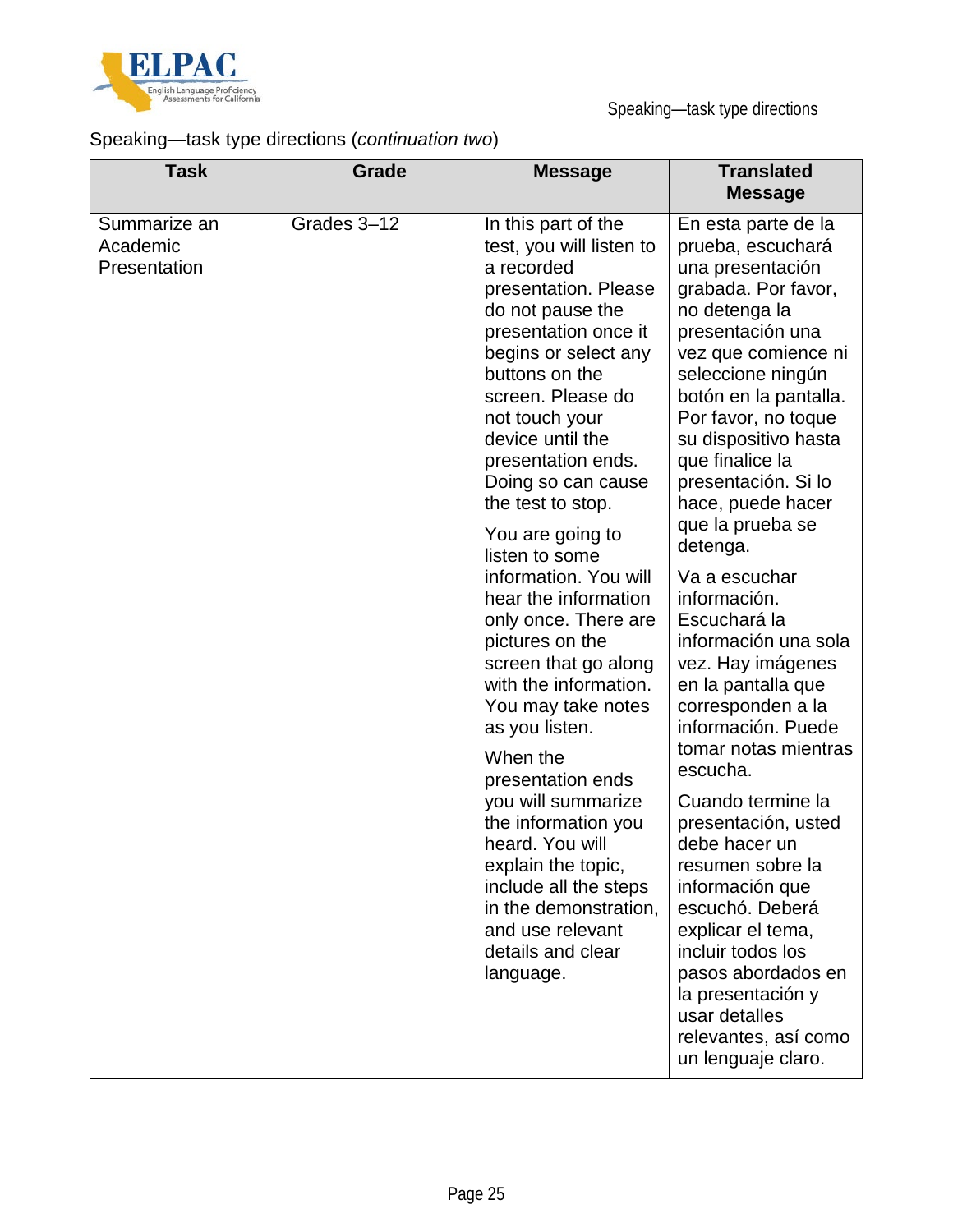Speaking—task type directions (*continuation two*)

| Task | Grade | Message | Translated Message |
| --- | --- | --- | --- |
| Summarize an Academic Presentation | Grades 3–12 | In this part of the test, you will listen to a recorded presentation. Please do not pause the presentation once it begins or select any buttons on the screen. Please do not touch your device until the presentation ends. Doing so can cause the test to stop.<br><br>You are going to listen to some information. You will hear the information only once. There are pictures on the screen that go along with the information. You may take notes as you listen.<br><br>When the presentation ends you will summarize the information you heard. You will explain the topic, include all the steps in the demonstration, and use relevant details and clear language. | En esta parte de la prueba, escuchará una presentación grabada. Por favor, no detenga la presentación una vez que comience ni seleccione ningún botón en la pantalla. Por favor, no toque su dispositivo hasta que finalice la presentación. Si lo hace, puede hacer que la prueba se detenga.<br><br>Va a escuchar información. Escuchará la información una sola vez. Hay imágenes en la pantalla que corresponden a la información. Puede tomar notas mientras escucha.<br><br>Cuando termine la presentación, usted debe hacer un resumen sobre la información que escuchó. Deberá explicar el tema, incluir todos los pasos abordados en la presentación y usar detalles relevantes, así como un lenguaje claro. |